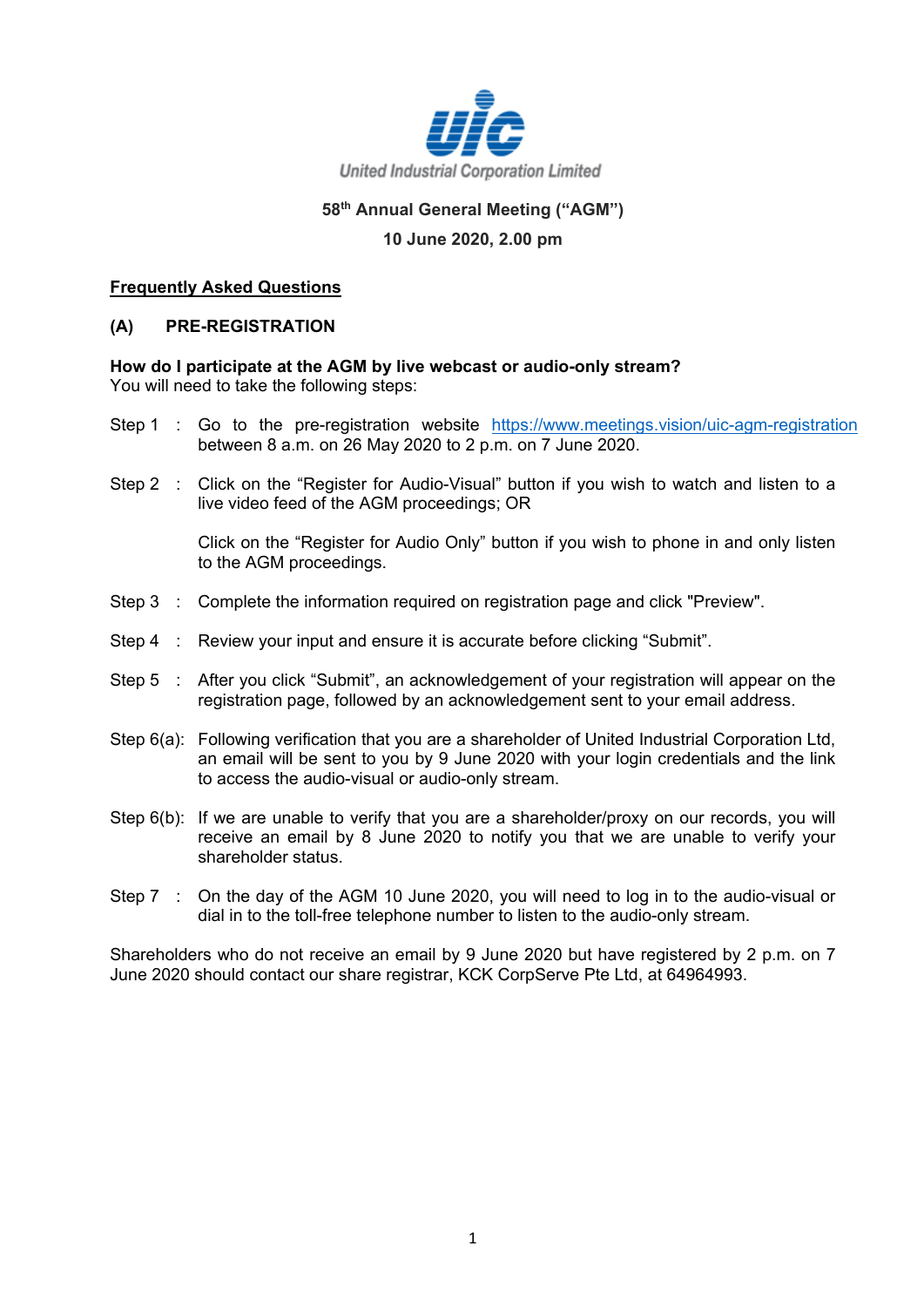United Industrial Corporation Limited

# 58th Annual General Meeting ("AGM")

**10 June 2020, 2.00 pm**

## Frequently Asked Questions

### (A) PRE-REGISTRATION

**How do I participate at the AGM by live webcast or audio-only stream?**
You will need to take the following steps:

Step 1 : Go to the pre-registration website https://www.meetings.vision/uic-agm-registration between 8 a.m. on 26 May 2020 to 2 p.m. on 7 June 2020.

Step 2 : Click on the "Register for Audio-Visual" button if you wish to watch and listen to a live video feed of the AGM proceedings; OR

Click on the "Register for Audio Only" button if you wish to phone in and only listen to the AGM proceedings.

Step 3 : Complete the information required on registration page and click "Preview".

Step 4 : Review your input and ensure it is accurate before clicking "Submit".

Step 5 : After you click "Submit", an acknowledgement of your registration will appear on the registration page, followed by an acknowledgement sent to your email address.

Step 6(a): Following verification that you are a shareholder of United Industrial Corporation Ltd, an email will be sent to you by 9 June 2020 with your login credentials and the link to access the audio-visual or audio-only stream.

Step 6(b): If we are unable to verify that you are a shareholder/proxy on our records, you will receive an email by 8 June 2020 to notify you that we are unable to verify your shareholder status.

Step 7 : On the day of the AGM 10 June 2020, you will need to log in to the audio-visual or dial in to the toll-free telephone number to listen to the audio-only stream.

Shareholders who do not receive an email by 9 June 2020 but have registered by 2 p.m. on 7 June 2020 should contact our share registrar, KCK CorpServe Pte Ltd, at 64964993.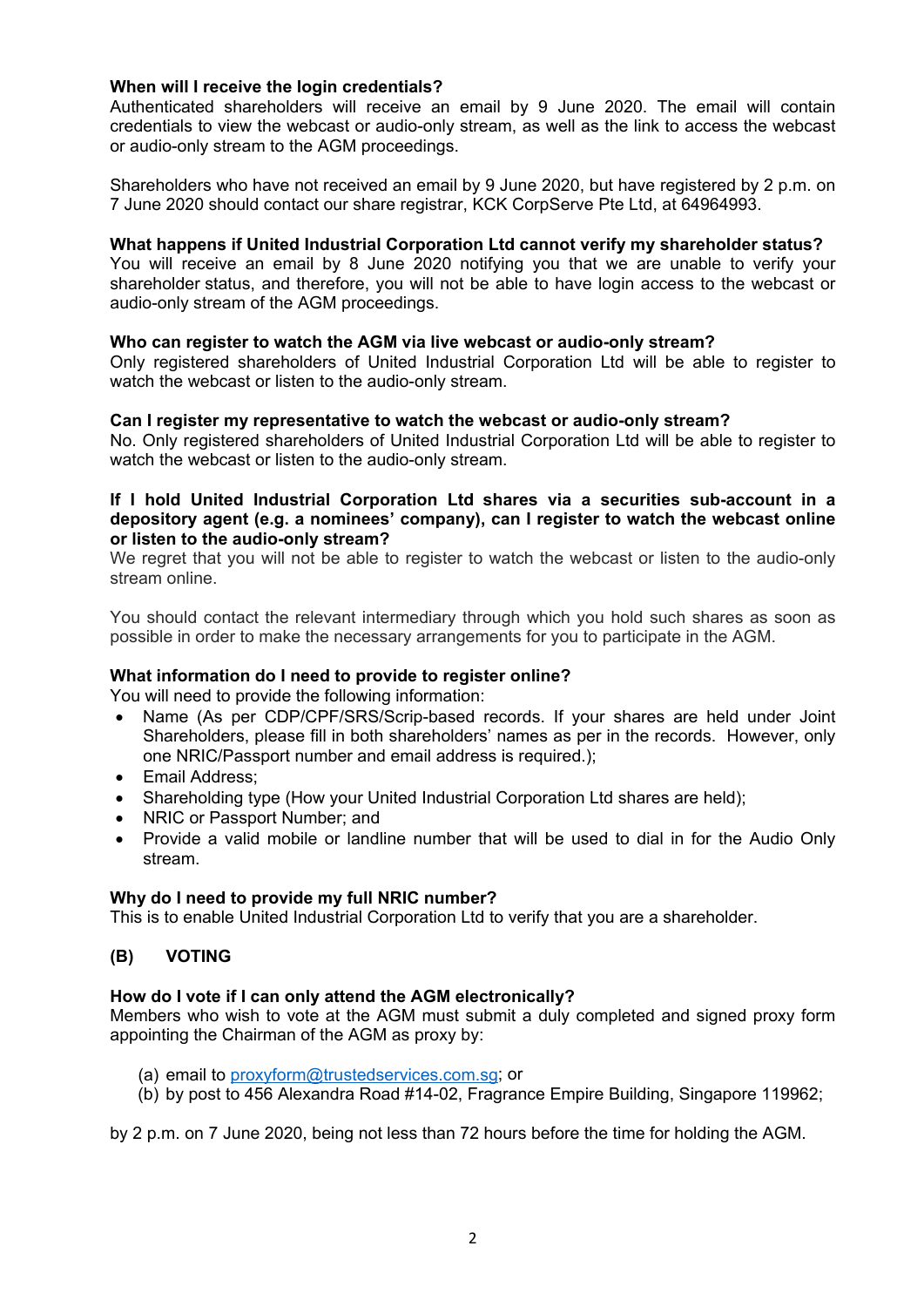**When will I receive the login credentials?**
Authenticated shareholders will receive an email by 9 June 2020. The email will contain credentials to view the webcast or audio-only stream, as well as the link to access the webcast or audio-only stream to the AGM proceedings.

Shareholders who have not received an email by 9 June 2020, but have registered by 2 p.m. on 7 June 2020 should contact our share registrar, KCK CorpServe Pte Ltd, at 64964993.

**What happens if United Industrial Corporation Ltd cannot verify my shareholder status?**
You will receive an email by 8 June 2020 notifying you that we are unable to verify your shareholder status, and therefore, you will not be able to have login access to the webcast or audio-only stream of the AGM proceedings.

**Who can register to watch the AGM via live webcast or audio-only stream?**
Only registered shareholders of United Industrial Corporation Ltd will be able to register to watch the webcast or listen to the audio-only stream.

**Can I register my representative to watch the webcast or audio-only stream?**
No. Only registered shareholders of United Industrial Corporation Ltd will be able to register to watch the webcast or listen to the audio-only stream.

**If I hold United Industrial Corporation Ltd shares via a securities sub-account in a depository agent (e.g. a nominees' company), can I register to watch the webcast online or listen to the audio-only stream?**
We regret that you will not be able to register to watch the webcast or listen to the audio-only stream online.

You should contact the relevant intermediary through which you hold such shares as soon as possible in order to make the necessary arrangements for you to participate in the AGM.

**What information do I need to provide to register online?**
You will need to provide the following information:

- Name (As per CDP/CPF/SRS/Scrip-based records. If your shares are held under Joint Shareholders, please fill in both shareholders' names as per in the records. However, only one NRIC/Passport number and email address is required.);
- Email Address;
- Shareholding type (How your United Industrial Corporation Ltd shares are held);
- NRIC or Passport Number; and
- Provide a valid mobile or landline number that will be used to dial in for the Audio Only stream.

**Why do I need to provide my full NRIC number?**
This is to enable United Industrial Corporation Ltd to verify that you are a shareholder.

## (B) VOTING

**How do I vote if I can only attend the AGM electronically?**
Members who wish to vote at the AGM must submit a duly completed and signed proxy form appointing the Chairman of the AGM as proxy by:

(a) email to proxyform@trustedservices.com.sg; or
(b) by post to 456 Alexandra Road #14-02, Fragrance Empire Building, Singapore 119962;

by 2 p.m. on 7 June 2020, being not less than 72 hours before the time for holding the AGM.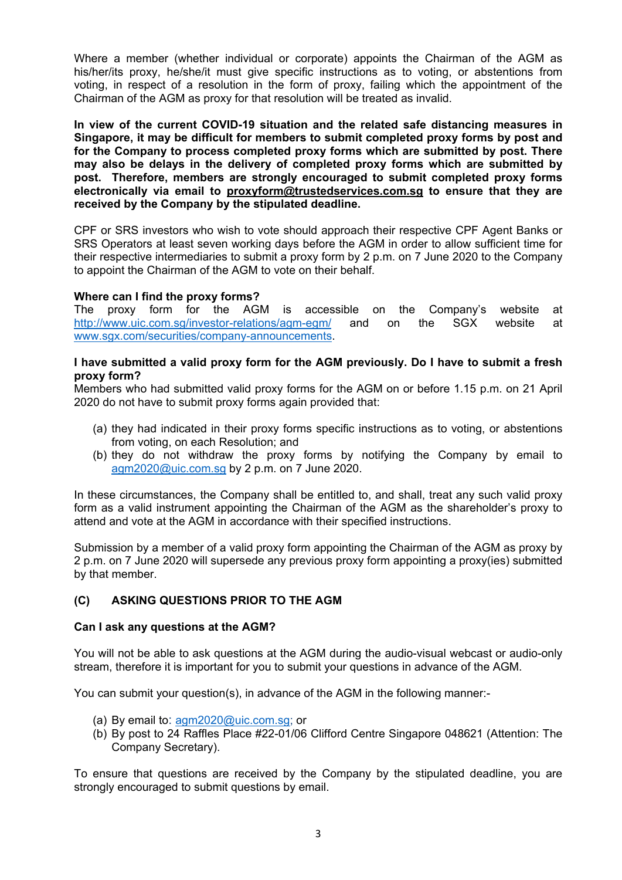Where a member (whether individual or corporate) appoints the Chairman of the AGM as his/her/its proxy, he/she/it must give specific instructions as to voting, or abstentions from voting, in respect of a resolution in the form of proxy, failing which the appointment of the Chairman of the AGM as proxy for that resolution will be treated as invalid.

**In view of the current COVID-19 situation and the related safe distancing measures in Singapore, it may be difficult for members to submit completed proxy forms by post and for the Company to process completed proxy forms which are submitted by post. There may also be delays in the delivery of completed proxy forms which are submitted by post. Therefore, members are strongly encouraged to submit completed proxy forms electronically via email to proxyform@trustedservices.com.sg to ensure that they are received by the Company by the stipulated deadline.**

CPF or SRS investors who wish to vote should approach their respective CPF Agent Banks or SRS Operators at least seven working days before the AGM in order to allow sufficient time for their respective intermediaries to submit a proxy form by 2 p.m. on 7 June 2020 to the Company to appoint the Chairman of the AGM to vote on their behalf.

**Where can I find the proxy forms?**
The proxy form for the AGM is accessible on the Company's website at http://www.uic.com.sg/investor-relations/agm-egm/ and on the SGX website at www.sgx.com/securities/company-announcements.

**I have submitted a valid proxy form for the AGM previously. Do I have to submit a fresh proxy form?**
Members who had submitted valid proxy forms for the AGM on or before 1.15 p.m. on 21 April 2020 do not have to submit proxy forms again provided that:

(a) they had indicated in their proxy forms specific instructions as to voting, or abstentions from voting, on each Resolution; and
(b) they do not withdraw the proxy forms by notifying the Company by email to agm2020@uic.com.sg by 2 p.m. on 7 June 2020.

In these circumstances, the Company shall be entitled to, and shall, treat any such valid proxy form as a valid instrument appointing the Chairman of the AGM as the shareholder's proxy to attend and vote at the AGM in accordance with their specified instructions.

Submission by a member of a valid proxy form appointing the Chairman of the AGM as proxy by 2 p.m. on 7 June 2020 will supersede any previous proxy form appointing a proxy(ies) submitted by that member.

## (C) ASKING QUESTIONS PRIOR TO THE AGM

**Can I ask any questions at the AGM?**

You will not be able to ask questions at the AGM during the audio-visual webcast or audio-only stream, therefore it is important for you to submit your questions in advance of the AGM.

You can submit your question(s), in advance of the AGM in the following manner:-

(a) By email to: agm2020@uic.com.sg; or
(b) By post to 24 Raffles Place #22-01/06 Clifford Centre Singapore 048621 (Attention: The Company Secretary).

To ensure that questions are received by the Company by the stipulated deadline, you are strongly encouraged to submit questions by email.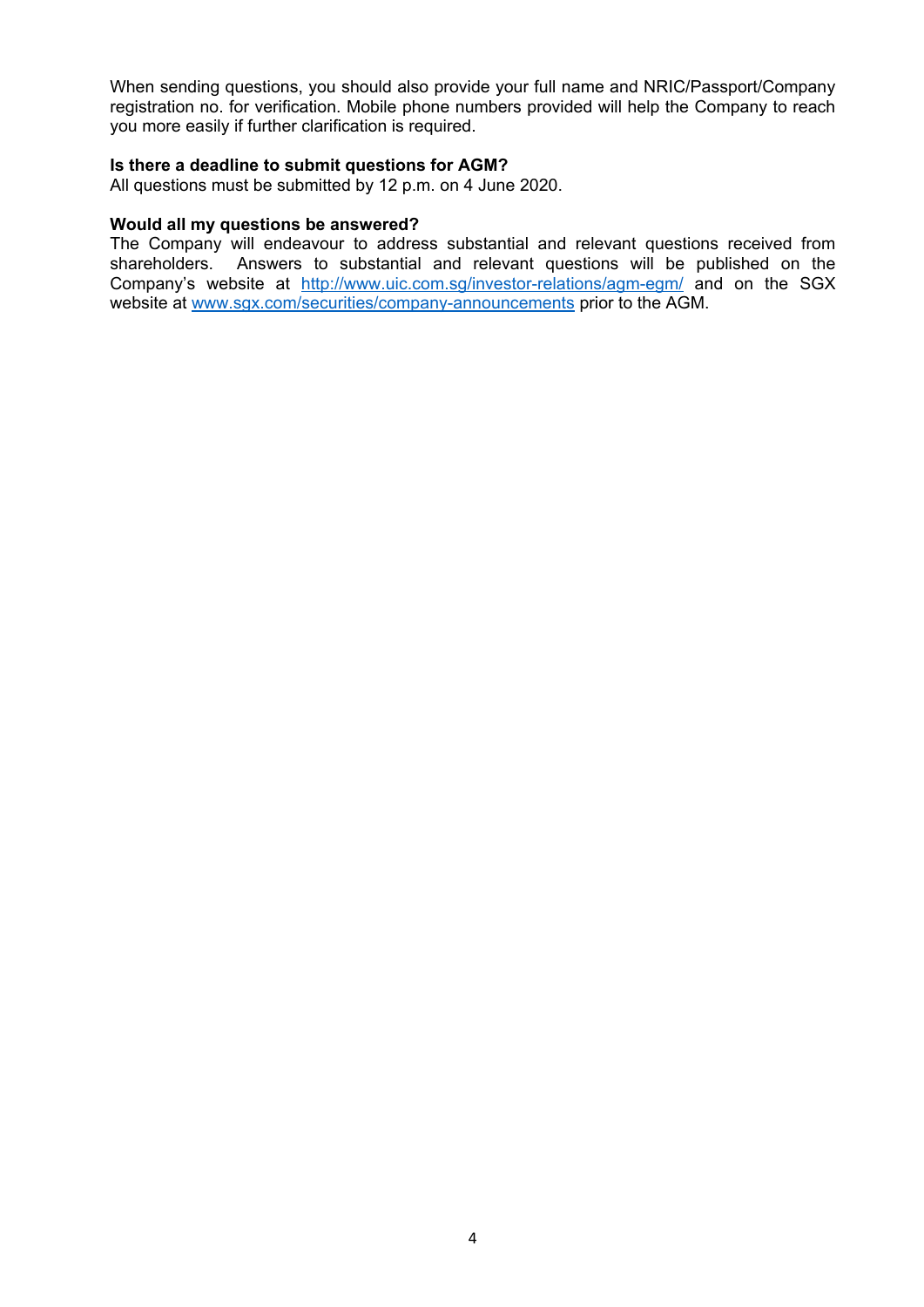When sending questions, you should also provide your full name and NRIC/Passport/Company registration no. for verification. Mobile phone numbers provided will help the Company to reach you more easily if further clarification is required.

**Is there a deadline to submit questions for AGM?**

All questions must be submitted by 12 p.m. on 4 June 2020.

**Would all my questions be answered?**

The Company will endeavour to address substantial and relevant questions received from shareholders. Answers to substantial and relevant questions will be published on the Company's website at http://www.uic.com.sg/investor-relations/agm-egm/ and on the SGX website at www.sgx.com/securities/company-announcements prior to the AGM.